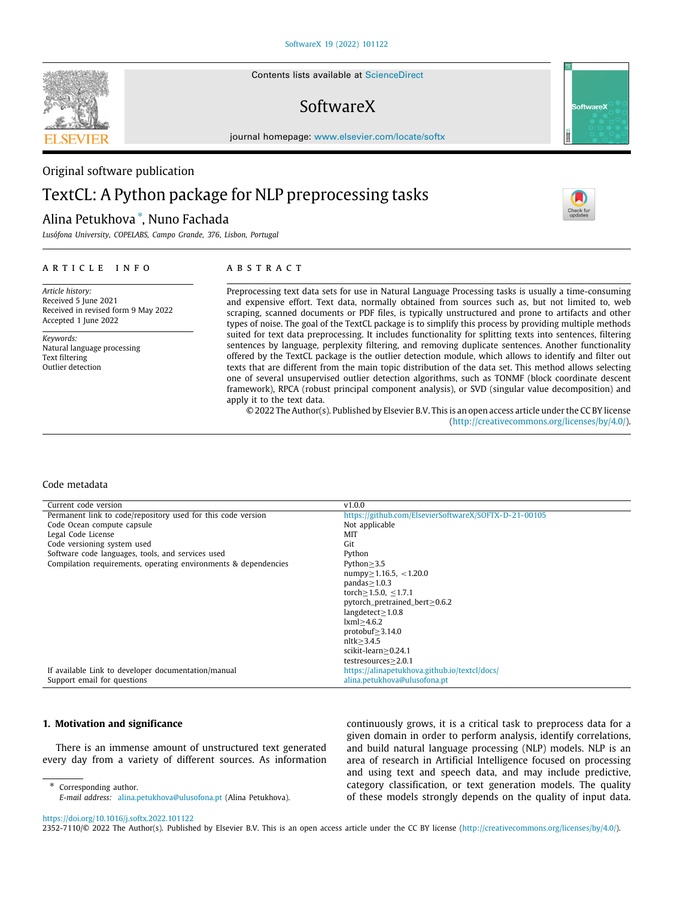Original software publication

# TextCL: A Python package for NLP preprocessing tasks

Alina Petukhova *, Nuno Fachada

*Lusófona University, COPELABS, Campo Grande, 376, Lisbon, Portugal*

## ARTICLE INFO

*Article history:*
Received 5 June 2021
Received in revised form 9 May 2022
Accepted 1 June 2022

*Keywords:*
Natural language processing
Text filtering
Outlier detection

## ABSTRACT

Preprocessing text data sets for use in Natural Language Processing tasks is usually a time-consuming and expensive effort. Text data, normally obtained from sources such as, but not limited to, web scraping, scanned documents or PDF files, is typically unstructured and prone to artifacts and other types of noise. The goal of the TextCL package is to simplify this process by providing multiple methods suited for text data preprocessing. It includes functionality for splitting texts into sentences, filtering sentences by language, perplexity filtering, and removing duplicate sentences. Another functionality offered by the TextCL package is the outlier detection module, which allows to identify and filter out texts that are different from the main topic distribution of the data set. This method allows selecting one of several unsupervised outlier detection algorithms, such as TONMF (block coordinate descent framework), RPCA (robust principal component analysis), or SVD (singular value decomposition) and apply it to the text data.

© 2022 The Author(s). Published by Elsevier B.V. This is an open access article under the CC BY license (http://creativecommons.org/licenses/by/4.0/).

## Code metadata

| | |
|---|---|
| Current code version | v1.0.0 |
| Permanent link to code/repository used for this code version | https://github.com/ElsevierSoftwareX/SOFTX-D-21-00105 |
| Code Ocean compute capsule | Not applicable |
| Legal Code License | MIT |
| Code versioning system used | Git |
| Software code languages, tools, and services used | Python |
| Compilation requirements, operating environments & dependencies | Python≥3.5<br>numpy≥1.16.5, <1.20.0<br>pandas≥1.0.3<br>torch≥1.5.0, ≤1.7.1<br>pytorch_pretrained_bert≥0.6.2<br>langdetect≥1.0.8<br>lxml≥4.6.2<br>protobuf≥3.14.0<br>nltk≥3.4.5<br>scikit-learn≥0.24.1<br>testresources≥2.0.1 |
| If available Link to developer documentation/manual | https://alinapetukhova.github.io/textcl/docs/ |
| Support email for questions | alina.petukhova@ulusofona.pt |

## 1. Motivation and significance

There is an immense amount of unstructured text generated every day from a variety of different sources. As information continuously grows, it is a critical task to preprocess data for a given domain in order to perform analysis, identify correlations, and build natural language processing (NLP) models. NLP is an area of research in Artificial Intelligence focused on processing and using text and speech data, and may include predictive, category classification, or text generation models. The quality of these models strongly depends on the quality of input data.

* Corresponding author.
*E-mail address:* alina.petukhova@ulusofona.pt (Alina Petukhova).

https://doi.org/10.1016/j.softx.2022.101122
2352-7110/© 2022 The Author(s). Published by Elsevier B.V. This is an open access article under the CC BY license (http://creativecommons.org/licenses/by/4.0/).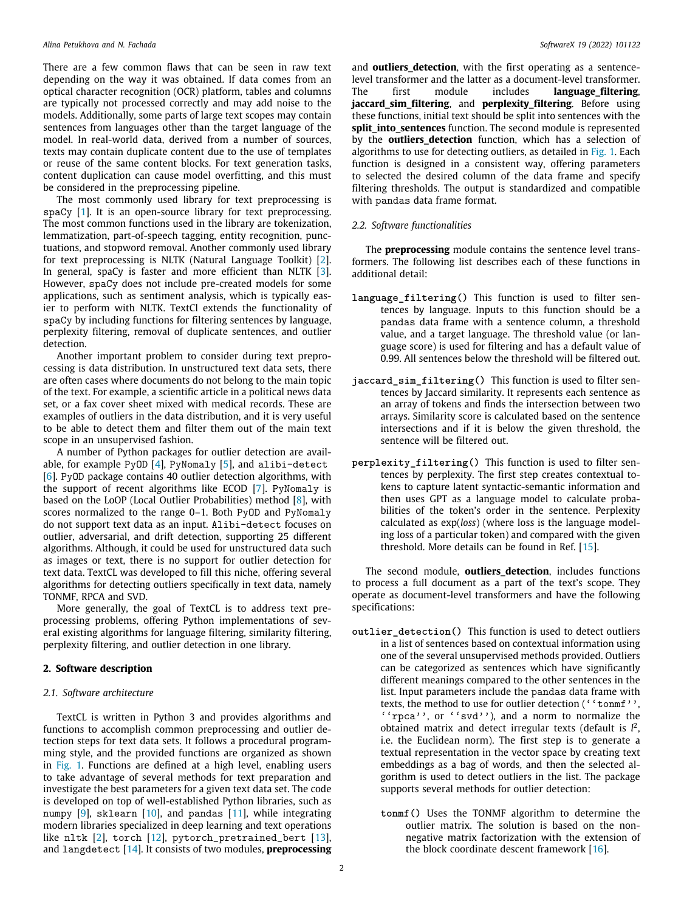There are a few common flaws that can be seen in raw text depending on the way it was obtained. If data comes from an optical character recognition (OCR) platform, tables and columns are typically not processed correctly and may add noise to the models. Additionally, some parts of large text scopes may contain sentences from languages other than the target language of the model. In real-world data, derived from a number of sources, texts may contain duplicate content due to the use of templates or reuse of the same content blocks. For text generation tasks, content duplication can cause model overfitting, and this must be considered in the preprocessing pipeline.

The most commonly used library for text preprocessing is `spaCy` [1]. It is an open-source library for text preprocessing. The most common functions used in the library are tokenization, lemmatization, part-of-speech tagging, entity recognition, punctuations, and stopword removal. Another commonly used library for text preprocessing is NLTK (Natural Language Toolkit) [2]. In general, spaCy is faster and more efficient than NLTK [3]. However, `spaCy` does not include pre-created models for some applications, such as sentiment analysis, which is typically easier to perform with NLTK. TextCl extends the functionality of `spaCy` by including functions for filtering sentences by language, perplexity filtering, removal of duplicate sentences, and outlier detection.

Another important problem to consider during text preprocessing is data distribution. In unstructured text data sets, there are often cases where documents do not belong to the main topic of the text. For example, a scientific article in a political news data set, or a fax cover sheet mixed with medical records. These are examples of outliers in the data distribution, and it is very useful to be able to detect them and filter them out of the main text scope in an unsupervised fashion.

A number of Python packages for outlier detection are available, for example `PyOD` [4], `PyNomaly` [5], and `alibi-detect` [6]. `PyOD` package contains 40 outlier detection algorithms, with the support of recent algorithms like ECOD [7]. `PyNomaly` is based on the LoOP (Local Outlier Probabilities) method [8], with scores normalized to the range 0–1. Both `PyOD` and `PyNomaly` do not support text data as an input. `Alibi-detect` focuses on outlier, adversarial, and drift detection, supporting 25 different algorithms. Although, it could be used for unstructured data such as images or text, there is no support for outlier detection for text data. TextCL was developed to fill this niche, offering several algorithms for detecting outliers specifically in text data, namely TONMF, RPCA and SVD.

More generally, the goal of TextCL is to address text preprocessing problems, offering Python implementations of several existing algorithms for language filtering, similarity filtering, perplexity filtering, and outlier detection in one library.

## 2. Software description

### 2.1. Software architecture

TextCL is written in Python 3 and provides algorithms and functions to accomplish common preprocessing and outlier detection steps for text data sets. It follows a procedural programming style, and the provided functions are organized as shown in Fig. 1. Functions are defined at a high level, enabling users to take advantage of several methods for text preparation and investigate the best parameters for a given text data set. The code is developed on top of well-established Python libraries, such as `numpy` [9], `sklearn` [10], and `pandas` [11], while integrating modern libraries specialized in deep learning and text operations like `nltk` [2], `torch` [12], `pytorch_pretrained_bert` [13], and `langdetect` [14]. It consists of two modules, **preprocessing** and **outliers_detection**, with the first operating as a sentence-level transformer and the latter as a document-level transformer. The first module includes **language_filtering**, **jaccard_sim_filtering**, and **perplexity_filtering**. Before using these functions, initial text should be split into sentences with the **split_into_sentences** function. The second module is represented by the **outliers_detection** function, which has a selection of algorithms to use for detecting outliers, as detailed in Fig. 1. Each function is designed in a consistent way, offering parameters to selected the desired column of the data frame and specify filtering thresholds. The output is standardized and compatible with `pandas` data frame format.

### 2.2. Software functionalities

The **preprocessing** module contains the sentence level transformers. The following list describes each of these functions in additional detail:

**`language_filtering()`** This function is used to filter sentences by language. Inputs to this function should be a `pandas` data frame with a sentence column, a threshold value, and a target language. The threshold value (or language score) is used for filtering and has a default value of 0.99. All sentences below the threshold will be filtered out.

**`jaccard_sim_filtering()`** This function is used to filter sentences by Jaccard similarity. It represents each sentence as an array of tokens and finds the intersection between two arrays. Similarity score is calculated based on the sentence intersections and if it is below the given threshold, the sentence will be filtered out.

**`perplexity_filtering()`** This function is used to filter sentences by perplexity. The first step creates contextual tokens to capture latent syntactic-semantic information and then uses GPT as a language model to calculate probabilities of the token's order in the sentence. Perplexity calculated as $\exp(loss)$ (where loss is the language modeling loss of a particular token) and compared with the given threshold. More details can be found in Ref. [15].

The second module, **outliers_detection**, includes functions to process a full document as a part of the text's scope. They operate as document-level transformers and have the following specifications:

**`outlier_detection()`** This function is used to detect outliers in a list of sentences based on contextual information using one of the several unsupervised methods provided. Outliers can be categorized as sentences which have significantly different meanings compared to the other sentences in the list. Input parameters include the `pandas` data frame with texts, the method to use for outlier detection (`''tonmf''`, `''rpca''`, or `''svd''`), and a norm to normalize the obtained matrix and detect irregular texts (default is $l^2$, i.e. the Euclidean norm). The first step is to generate a textual representation in the vector space by creating text embeddings as a bag of words, and then the selected algorithm is used to detect outliers in the list. The package supports several methods for outlier detection:

**`tonmf()`** Uses the TONMF algorithm to determine the outlier matrix. The solution is based on the non-negative matrix factorization with the extension of the block coordinate descent framework [16].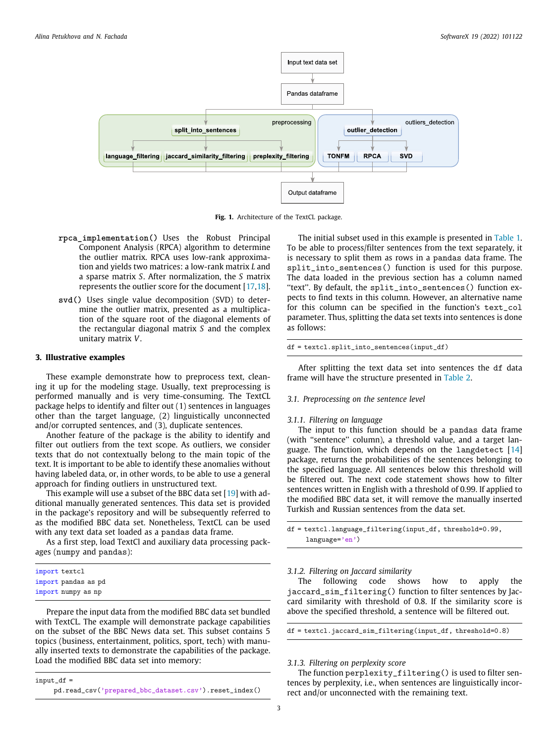Input text data set

Pandas dataframe

preprocessing

split_into_sentences

language_filtering

jaccard_similarity_filtering

preplexity_filtering

outliers_detection

outlier_detection

TONFM

RPCA

SVD

Output dataframe

**Fig. 1.** Architecture of the TextCL package.

**rpca_implementation()** Uses the Robust Principal Component Analysis (RPCA) algorithm to determine the outlier matrix. RPCA uses low-rank approximation and yields two matrices: a low-rank matrix $L$ and a sparse matrix $S$. After normalization, the $S$ matrix represents the outlier score for the document [17,18].

**svd()** Uses single value decomposition (SVD) to determine the outlier matrix, presented as a multiplication of the square root of the diagonal elements of the rectangular diagonal matrix $S$ and the complex unitary matrix $V$.

## 3. Illustrative examples

These example demonstrate how to preprocess text, cleaning it up for the modeling stage. Usually, text preprocessing is performed manually and is very time-consuming. The TextCL package helps to identify and filter out (1) sentences in languages other than the target language, (2) linguistically unconnected and/or corrupted sentences, and (3), duplicate sentences.

Another feature of the package is the ability to identify and filter out outliers from the text scope. As outliers, we consider texts that do not contextually belong to the main topic of the text. It is important to be able to identify these anomalies without having labeled data, or, in other words, to be able to use a general approach for finding outliers in unstructured text.

This example will use a subset of the BBC data set [19] with additional manually generated sentences. This data set is provided in the package's repository and will be subsequently referred to as the modified BBC data set. Nonetheless, TextCL can be used with any text data set loaded as a `pandas` data frame.

As a first step, load TextCl and auxiliary data processing packages (`numpy` and `pandas`):

```
import textcl
import pandas as pd
import numpy as np
```

Prepare the input data from the modified BBC data set bundled with TextCL. The example will demonstrate package capabilities on the subset of the BBC News data set. This subset contains 5 topics (business, entertainment, politics, sport, tech) with manually inserted texts to demonstrate the capabilities of the package. Load the modified BBC data set into memory:

```
input_df =
    pd.read_csv('prepared_bbc_dataset.csv').reset_index()
```

The initial subset used in this example is presented in Table 1. To be able to process/filter sentences from the text separately, it is necessary to split them as rows in a `pandas` data frame. The `split_into_sentences()` function is used for this purpose. The data loaded in the previous section has a column named "text". By default, the `split_into_sentences()` function expects to find texts in this column. However, an alternative name for this column can be specified in the function's `text_col` parameter. Thus, splitting the data set texts into sentences is done as follows:

```
df = textcl.split_into_sentences(input_df)
```

After splitting the text data set into sentences the `df` data frame will have the structure presented in Table 2.

### *3.1. Preprocessing on the sentence level*

#### *3.1.1. Filtering on language*

The input to this function should be a `pandas` data frame (with "sentence" column), a threshold value, and a target language. The function, which depends on the `langdetect` [14] package, returns the probabilities of the sentences belonging to the specified language. All sentences below this threshold will be filtered out. The next code statement shows how to filter sentences written in English with a threshold of 0.99. If applied to the modified BBC data set, it will remove the manually inserted Turkish and Russian sentences from the data set.

```
df = textcl.language_filtering(input_df, threshold=0.99,
     language='en')
```

#### *3.1.2. Filtering on Jaccard similarity*

The following code shows how to apply the `jaccard_sim_filtering()` function to filter sentences by Jaccard similarity with threshold of 0.8. If the similarity score is above the specified threshold, a sentence will be filtered out.

```
df = textcl.jaccard_sim_filtering(input_df, threshold=0.8)
```

#### *3.1.3. Filtering on perplexity score*

The function `perplexity_filtering()` is used to filter sentences by perplexity, i.e., when sentences are linguistically incorrect and/or unconnected with the remaining text.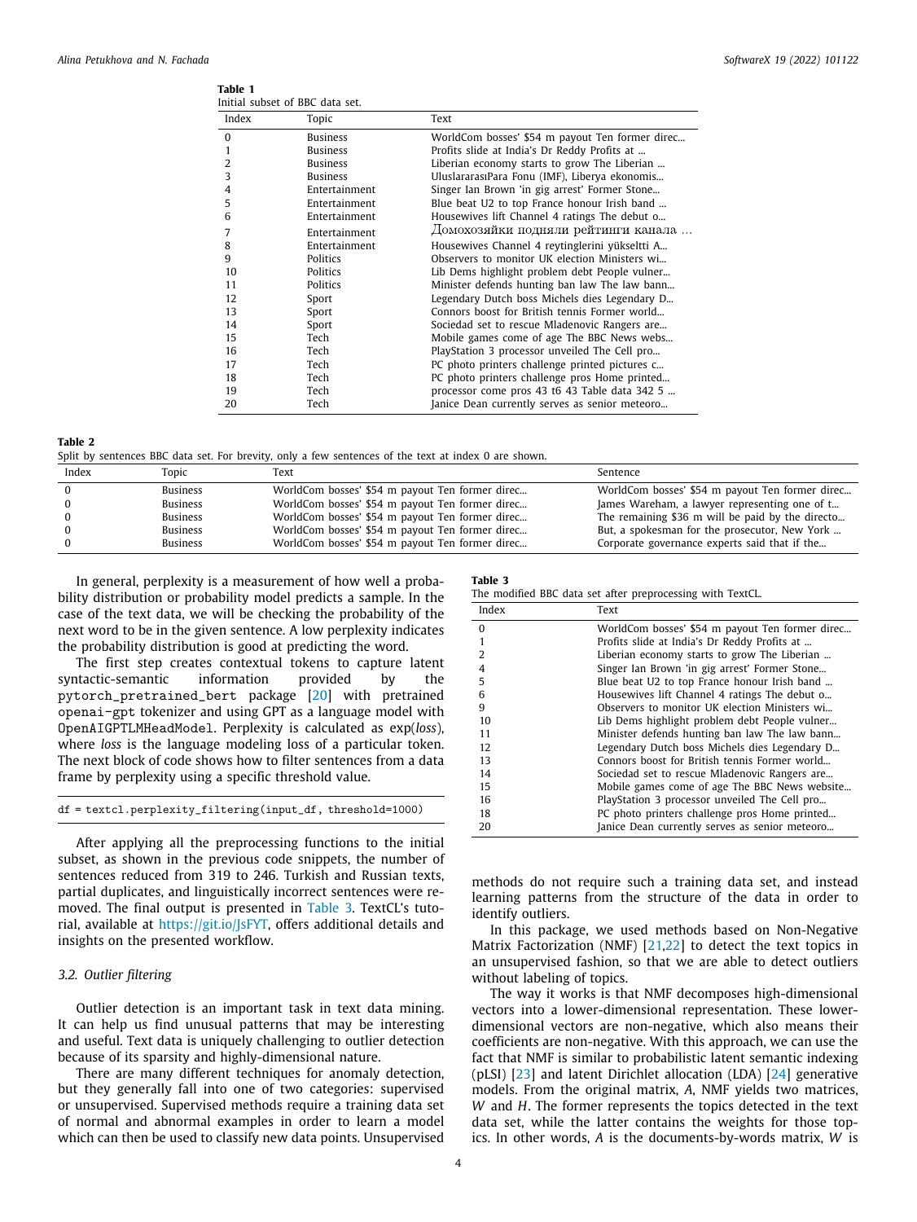**Table 1**
Initial subset of BBC data set.

| Index | Topic | Text |
|---|---|---|
| 0 | Business | WorldCom bosses' $54 m payout Ten former direc... |
| 1 | Business | Profits slide at India's Dr Reddy Profits at ... |
| 2 | Business | Liberian economy starts to grow The Liberian ... |
| 3 | Business | UluslararasıPara Fonu (IMF), Liberya ekonomis... |
| 4 | Entertainment | Singer Ian Brown 'in gig arrest' Former Stone... |
| 5 | Entertainment | Blue beat U2 to top France honour Irish band ... |
| 6 | Entertainment | Housewives lift Channel 4 ratings The debut o... |
| 7 | Entertainment | Домохозяйки подняли рейтинги канала ... |
| 8 | Entertainment | Housewives Channel 4 reytinglerini yükseltti A... |
| 9 | Politics | Observers to monitor UK election Ministers wi... |
| 10 | Politics | Lib Dems highlight problem debt People vulner... |
| 11 | Politics | Minister defends hunting ban law The law bann... |
| 12 | Sport | Legendary Dutch boss Michels dies Legendary D... |
| 13 | Sport | Connors boost for British tennis Former world... |
| 14 | Sport | Sociedad set to rescue Mladenovic Rangers are... |
| 15 | Tech | Mobile games come of age The BBC News webs... |
| 16 | Tech | PlayStation 3 processor unveiled The Cell pro... |
| 17 | Tech | PC photo printers challenge printed pictures c... |
| 18 | Tech | PC photo printers challenge pros Home printed... |
| 19 | Tech | processor come pros 43 t6 43 Table data 342 5 ... |
| 20 | Tech | Janice Dean currently serves as senior meteoro... |

**Table 2**
Split by sentences BBC data set. For brevity, only a few sentences of the text at index 0 are shown.

| Index | Topic | Text | Sentence |
|---|---|---|---|
| 0 | Business | WorldCom bosses' $54 m payout Ten former direc... | WorldCom bosses' $54 m payout Ten former direc... |
| 0 | Business | WorldCom bosses' $54 m payout Ten former direc... | James Wareham, a lawyer representing one of t... |
| 0 | Business | WorldCom bosses' $54 m payout Ten former direc... | The remaining $36 m will be paid by the directo... |
| 0 | Business | WorldCom bosses' $54 m payout Ten former direc... | But, a spokesman for the prosecutor, New York ... |
| 0 | Business | WorldCom bosses' $54 m payout Ten former direc... | Corporate governance experts said that if the... |

In general, perplexity is a measurement of how well a probability distribution or probability model predicts a sample. In the case of the text data, we will be checking the probability of the next word to be in the given sentence. A low perplexity indicates the probability distribution is good at predicting the word.

The first step creates contextual tokens to capture latent syntactic-semantic information provided by the `pytorch_pretrained_bert` package [20] with pretrained `openai-gpt` tokenizer and using GPT as a language model with `OpenAIGPTLMHeadModel`. Perplexity is calculated as exp(*loss*), where *loss* is the language modeling loss of a particular token. The next block of code shows how to filter sentences from a data frame by perplexity using a specific threshold value.

```
df = textcl.perplexity_filtering(input_df, threshold=1000)
```

After applying all the preprocessing functions to the initial subset, as shown in the previous code snippets, the number of sentences reduced from 319 to 246. Turkish and Russian texts, partial duplicates, and linguistically incorrect sentences were removed. The final output is presented in Table 3. TextCL's tutorial, available at https://git.io/JsFYT, offers additional details and insights on the presented workflow.

**Table 3**
The modified BBC data set after preprocessing with TextCL.

| Index | Text |
|---|---|
| 0 | WorldCom bosses' $54 m payout Ten former direc... |
| 1 | Profits slide at India's Dr Reddy Profits at ... |
| 2 | Liberian economy starts to grow The Liberian ... |
| 4 | Singer Ian Brown 'in gig arrest' Former Stone... |
| 5 | Blue beat U2 to top France honour Irish band ... |
| 6 | Housewives lift Channel 4 ratings The debut o... |
| 9 | Observers to monitor UK election Ministers wi... |
| 10 | Lib Dems highlight problem debt People vulner... |
| 11 | Minister defends hunting ban law The law bann... |
| 12 | Legendary Dutch boss Michels dies Legendary D... |
| 13 | Connors boost for British tennis Former world... |
| 14 | Sociedad set to rescue Mladenovic Rangers are... |
| 15 | Mobile games come of age The BBC News website... |
| 16 | PlayStation 3 processor unveiled The Cell pro... |
| 18 | PC photo printers challenge pros Home printed... |
| 20 | Janice Dean currently serves as senior meteoro... |

### 3.2. Outlier filtering

Outlier detection is an important task in text data mining. It can help us find unusual patterns that may be interesting and useful. Text data is uniquely challenging to outlier detection because of its sparsity and highly-dimensional nature.

There are many different techniques for anomaly detection, but they generally fall into one of two categories: supervised or unsupervised. Supervised methods require a training data set of normal and abnormal examples in order to learn a model which can then be used to classify new data points. Unsupervised methods do not require such a training data set, and instead learning patterns from the structure of the data in order to identify outliers.

In this package, we used methods based on Non-Negative Matrix Factorization (NMF) [21,22] to detect the text topics in an unsupervised fashion, so that we are able to detect outliers without labeling of topics.

The way it works is that NMF decomposes high-dimensional vectors into a lower-dimensional representation. These lower-dimensional vectors are non-negative, which also means their coefficients are non-negative. With this approach, we can use the fact that NMF is similar to probabilistic latent semantic indexing (pLSI) [23] and latent Dirichlet allocation (LDA) [24] generative models. From the original matrix, $A$, NMF yields two matrices, $W$ and $H$. The former represents the topics detected in the text data set, while the latter contains the weights for those topics. In other words, $A$ is the documents-by-words matrix, $W$ is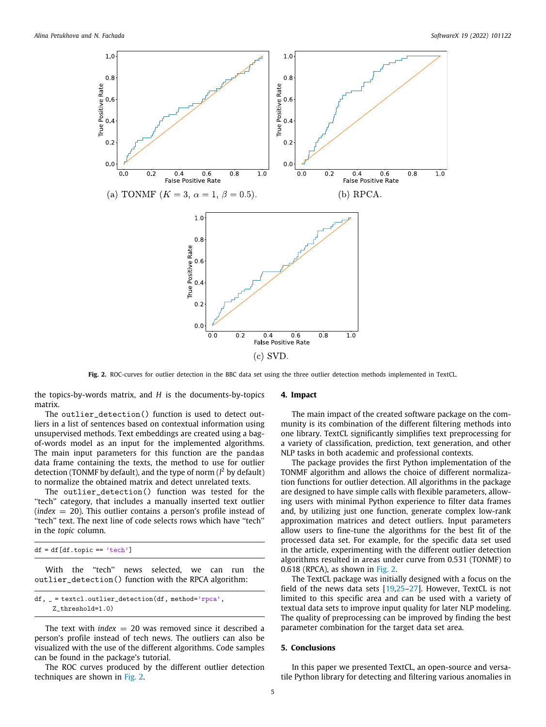(a) TONMF ($K = 3$, $\alpha = 1$, $\beta = 0.5$).

(b) RPCA.

(c) SVD.

**Fig. 2.** ROC-curves for outlier detection in the BBC data set using the three outlier detection methods implemented in TextCL.

the topics-by-words matrix, and $H$ is the documents-by-topics matrix.

The `outlier_detection()` function is used to detect outliers in a list of sentences based on contextual information using unsupervised methods. Text embeddings are created using a bag-of-words model as an input for the implemented algorithms. The main input parameters for this function are the `pandas` data frame containing the texts, the method to use for outlier detection (TONMF by default), and the type of norm ($l^2$ by default) to normalize the obtained matrix and detect unrelated texts.

The `outlier_detection()` function was tested for the "tech" category, that includes a manually inserted text outlier ($index = 20$). This outlier contains a person's profile instead of "tech" text. The next line of code selects rows which have "tech" in the *topic* column.

```
df = df[df.topic == 'tech']
```

With the "tech" news selected, we can run the `outlier_detection()` function with the RPCA algorithm:

```
df, _ = textcl.outlier_detection(df, method='rpca',
    Z_threshold=1.0)
```

The text with $index = 20$ was removed since it described a person's profile instead of tech news. The outliers can also be visualized with the use of the different algorithms. Code samples can be found in the package's tutorial.

The ROC curves produced by the different outlier detection techniques are shown in Fig. 2.

## 4. Impact

The main impact of the created software package on the community is its combination of the different filtering methods into one library. TextCL significantly simplifies text preprocessing for a variety of classification, prediction, text generation, and other NLP tasks in both academic and professional contexts.

The package provides the first Python implementation of the TONMF algorithm and allows the choice of different normalization functions for outlier detection. All algorithms in the package are designed to have simple calls with flexible parameters, allowing users with minimal Python experience to filter data frames and, by utilizing just one function, generate complex low-rank approximation matrices and detect outliers. Input parameters allow users to fine-tune the algorithms for the best fit of the processed data set. For example, for the specific data set used in the article, experimenting with the different outlier detection algorithms resulted in areas under curve from 0.531 (TONMF) to 0.618 (RPCA), as shown in Fig. 2.

The TextCL package was initially designed with a focus on the field of the news data sets [19,25–27]. However, TextCL is not limited to this specific area and can be used with a variety of textual data sets to improve input quality for later NLP modeling. The quality of preprocessing can be improved by finding the best parameter combination for the target data set area.

## 5. Conclusions

In this paper we presented TextCL, an open-source and versatile Python library for detecting and filtering various anomalies in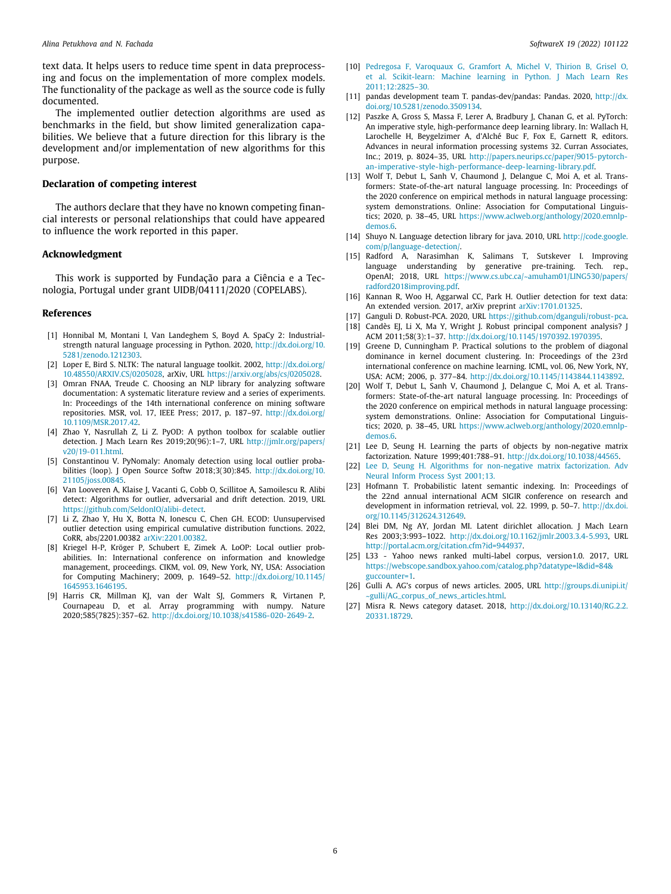text data. It helps users to reduce time spent in data preprocessing and focus on the implementation of more complex models. The functionality of the package as well as the source code is fully documented.

The implemented outlier detection algorithms are used as benchmarks in the field, but show limited generalization capabilities. We believe that a future direction for this library is the development and/or implementation of new algorithms for this purpose.

## Declaration of competing interest

The authors declare that they have no known competing financial interests or personal relationships that could have appeared to influence the work reported in this paper.

## Acknowledgment

This work is supported by Fundação para a Ciência e a Tecnologia, Portugal under grant UIDB/04111/2020 (COPELABS).

## References

[1] Honnibal M, Montani I, Van Landeghem S, Boyd A. SpaCy 2: Industrial-strength natural language processing in Python. 2020, http://dx.doi.org/10.5281/zenodo.1212303.

[2] Loper E, Bird S. NLTK: The natural language toolkit. 2002, http://dx.doi.org/10.48550/ARXIV.CS/0205028, arXiv, URL https://arxiv.org/abs/cs/0205028.

[3] Omran FNAA, Treude C. Choosing an NLP library for analyzing software documentation: A systematic literature review and a series of experiments. In: Proceedings of the 14th international conference on mining software repositories. MSR, vol. 17, IEEE Press; 2017, p. 187–97. http://dx.doi.org/10.1109/MSR.2017.42.

[4] Zhao Y, Nasrullah Z, Li Z. PyOD: A python toolbox for scalable outlier detection. J Mach Learn Res 2019;20(96):1–7, URL http://jmlr.org/papers/v20/19-011.html.

[5] Constantinou V. PyNomaly: Anomaly detection using local outlier probabilities (loop). J Open Source Softw 2018;3(30):845. http://dx.doi.org/10.21105/joss.00845.

[6] Van Looveren A, Klaise J, Vacanti G, Cobb O, Scillitoe A, Samoilescu R. Alibi detect: Algorithms for outlier, adversarial and drift detection. 2019, URL https://github.com/SeldonIO/alibi-detect.

[7] Li Z, Zhao Y, Hu X, Botta N, Ionescu C, Chen GH. ECOD: Uunsupervised outlier detection using empirical cumulative distribution functions. 2022, CoRR, abs/2201.00382 arXiv:2201.00382.

[8] Kriegel H-P, Kröger P, Schubert E, Zimek A. LoOP: Local outlier probabilities. In: International conference on information and knowledge management, proceedings. CIKM, vol. 09, New York, NY, USA: Association for Computing Machinery; 2009, p. 1649–52. http://dx.doi.org/10.1145/1645953.1646195.

[9] Harris CR, Millman KJ, van der Walt SJ, Gommers R, Virtanen P, Cournapeau D, et al. Array programming with numpy. Nature 2020;585(7825):357–62. http://dx.doi.org/10.1038/s41586-020-2649-2.

[10] Pedregosa F, Varoquaux G, Gramfort A, Michel V, Thirion B, Grisel O, et al. Scikit-learn: Machine learning in Python. J Mach Learn Res 2011;12:2825–30.

[11] pandas development team T. pandas-dev/pandas: Pandas. 2020, http://dx.doi.org/10.5281/zenodo.3509134.

[12] Paszke A, Gross S, Massa F, Lerer A, Bradbury J, Chanan G, et al. PyTorch: An imperative style, high-performance deep learning library. In: Wallach H, Larochelle H, Beygelzimer A, d'Alché Buc F, Fox E, Garnett R, editors. Advances in neural information processing systems 32. Curran Associates, Inc.; 2019, p. 8024–35, URL http://papers.neurips.cc/paper/9015-pytorch-an-imperative-style-high-performance-deep-learning-library.pdf.

[13] Wolf T, Debut L, Sanh V, Chaumond J, Delangue C, Moi A, et al. Transformers: State-of-the-art natural language processing. In: Proceedings of the 2020 conference on empirical methods in natural language processing: system demonstrations. Online: Association for Computational Linguistics; 2020, p. 38–45, URL https://www.aclweb.org/anthology/2020.emnlp-demos.6.

[14] Shuyo N. Language detection library for java. 2010, URL http://code.google.com/p/language-detection/.

[15] Radford A, Narasimhan K, Salimans T, Sutskever I. Improving language understanding by generative pre-training. Tech. rep., OpenAI; 2018, URL https://www.cs.ubc.ca/~amuham01/LING530/papers/radford2018improving.pdf.

[16] Kannan R, Woo H, Aggarwal CC, Park H. Outlier detection for text data: An extended version. 2017, arXiv preprint arXiv:1701.01325.

[17] Ganguli D. Robust-PCA. 2020, URL https://github.com/dganguli/robust-pca.

[18] Candès EJ, Li X, Ma Y, Wright J. Robust principal component analysis? J ACM 2011;58(3):1–37. http://dx.doi.org/10.1145/1970392.1970395.

[19] Greene D, Cunningham P. Practical solutions to the problem of diagonal dominance in kernel document clustering. In: Proceedings of the 23rd international conference on machine learning. ICML, vol. 06, New York, NY, USA: ACM; 2006, p. 377–84. http://dx.doi.org/10.1145/1143844.1143892.

[20] Wolf T, Debut L, Sanh V, Chaumond J, Delangue C, Moi A, et al. Transformers: State-of-the-art natural language processing. In: Proceedings of the 2020 conference on empirical methods in natural language processing: system demonstrations. Online: Association for Computational Linguistics; 2020, p. 38–45, URL https://www.aclweb.org/anthology/2020.emnlp-demos.6.

[21] Lee D, Seung H. Learning the parts of objects by non-negative matrix factorization. Nature 1999;401:788–91. http://dx.doi.org/10.1038/44565.

[22] Lee D, Seung H. Algorithms for non-negative matrix factorization. Adv Neural Inform Process Syst 2001;13.

[23] Hofmann T. Probabilistic latent semantic indexing. In: Proceedings of the 22nd annual international ACM SIGIR conference on research and development in information retrieval, vol. 22. 1999, p. 50–7. http://dx.doi.org/10.1145/312624.312649.

[24] Blei DM, Ng AY, Jordan MI. Latent dirichlet allocation. J Mach Learn Res 2003;3:993–1022. http://dx.doi.org/10.1162/jmlr.2003.3.4-5.993, URL http://portal.acm.org/citation.cfm?id=944937.

[25] L33 - Yahoo news ranked multi-label corpus, version1.0. 2017, URL https://webscope.sandbox.yahoo.com/catalog.php?datatype=l&did=84&guccounter=1.

[26] Gulli A. AG's corpus of news articles. 2005, URL http://groups.di.unipi.it/~gulli/AG_corpus_of_news_articles.html.

[27] Misra R. News category dataset. 2018, http://dx.doi.org/10.13140/RG.2.2.20331.18729.